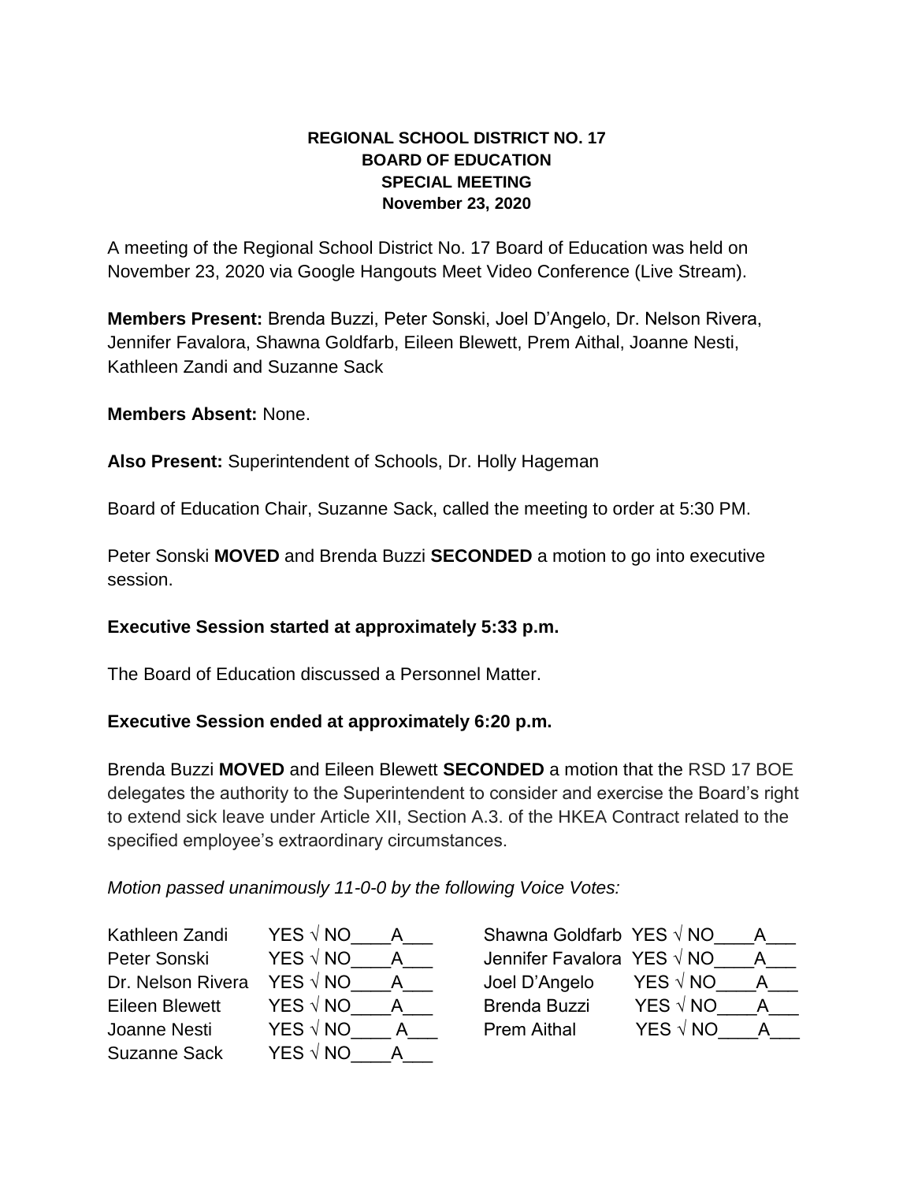**REGIONAL SCHOOL DISTRICT NO. 17**
**BOARD OF EDUCATION**
**SPECIAL MEETING**
**November 23, 2020**

A meeting of the Regional School District No. 17 Board of Education was held on November 23, 2020 via Google Hangouts Meet Video Conference (Live Stream).

**Members Present:** Brenda Buzzi, Peter Sonski, Joel D'Angelo, Dr. Nelson Rivera, Jennifer Favalora, Shawna Goldfarb, Eileen Blewett, Prem Aithal, Joanne Nesti, Kathleen Zandi and Suzanne Sack

**Members Absent:** None.

**Also Present:** Superintendent of Schools, Dr. Holly Hageman

Board of Education Chair, Suzanne Sack, called the meeting to order at 5:30 PM.

Peter Sonski **MOVED** and Brenda Buzzi **SECONDED** a motion to go into executive session.

**Executive Session started at approximately 5:33 p.m.**

The Board of Education discussed a Personnel Matter.

**Executive Session ended at approximately 6:20 p.m.**

Brenda Buzzi **MOVED** and Eileen Blewett **SECONDED** a motion that the RSD 17 BOE delegates the authority to the Superintendent to consider and exercise the Board's right to extend sick leave under Article XII, Section A.3. of the HKEA Contract related to the specified employee's extraordinary circumstances.

*Motion passed unanimously 11-0-0 by the following Voice Votes:*

| | | | |
|---|---|---|---|
| Kathleen Zandi | YES √ NO____A___ | Shawna Goldfarb | YES √ NO____A___ |
| Peter Sonski | YES √ NO____A___ | Jennifer Favalora | YES √ NO____A___ |
| Dr. Nelson Rivera | YES √ NO____A___ | Joel D'Angelo | YES √ NO____A___ |
| Eileen Blewett | YES √ NO____A___ | Brenda Buzzi | YES √ NO____A___ |
| Joanne Nesti | YES √ NO____ A___ | Prem Aithal | YES √ NO____A___ |
| Suzanne Sack | YES √ NO____A___ | | |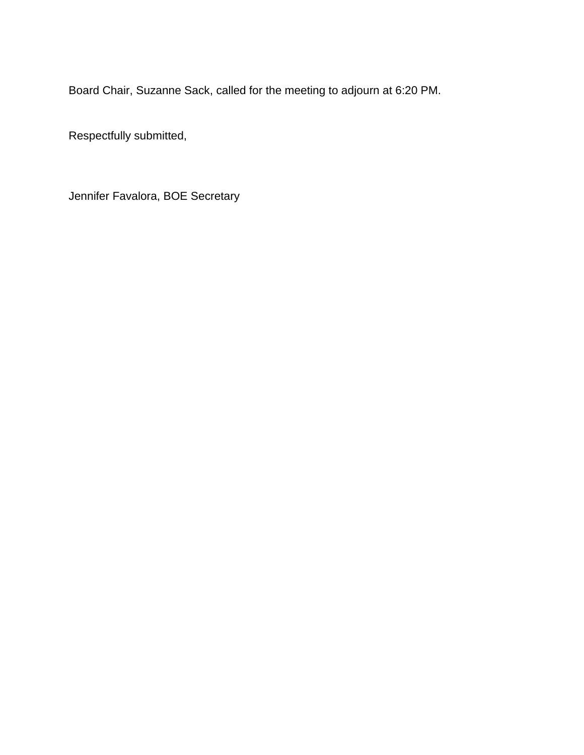Board Chair, Suzanne Sack, called for the meeting to adjourn at 6:20 PM.

Respectfully submitted,

Jennifer Favalora, BOE Secretary